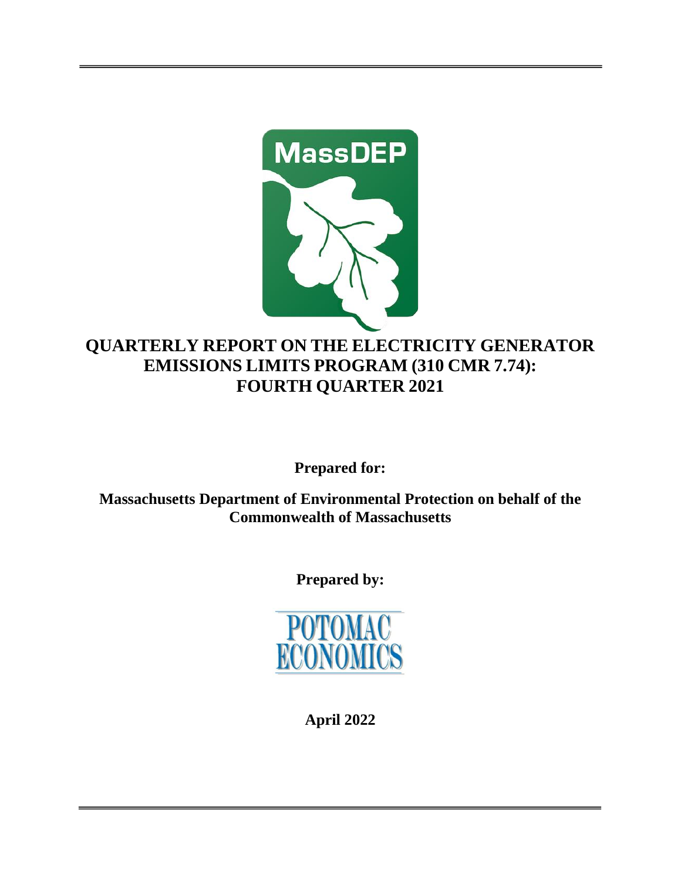# QUARTERLY REPORT ON THE ELECTRICITY GENERATOR EMISSIONS LIMITS PROGRAM (310 CMR 7.74): FOURTH QUARTER 2021

**Prepared for:**

**Massachusetts Department of Environmental Protection on behalf of the Commonwealth of Massachusetts**

**Prepared by:**

**April 2022**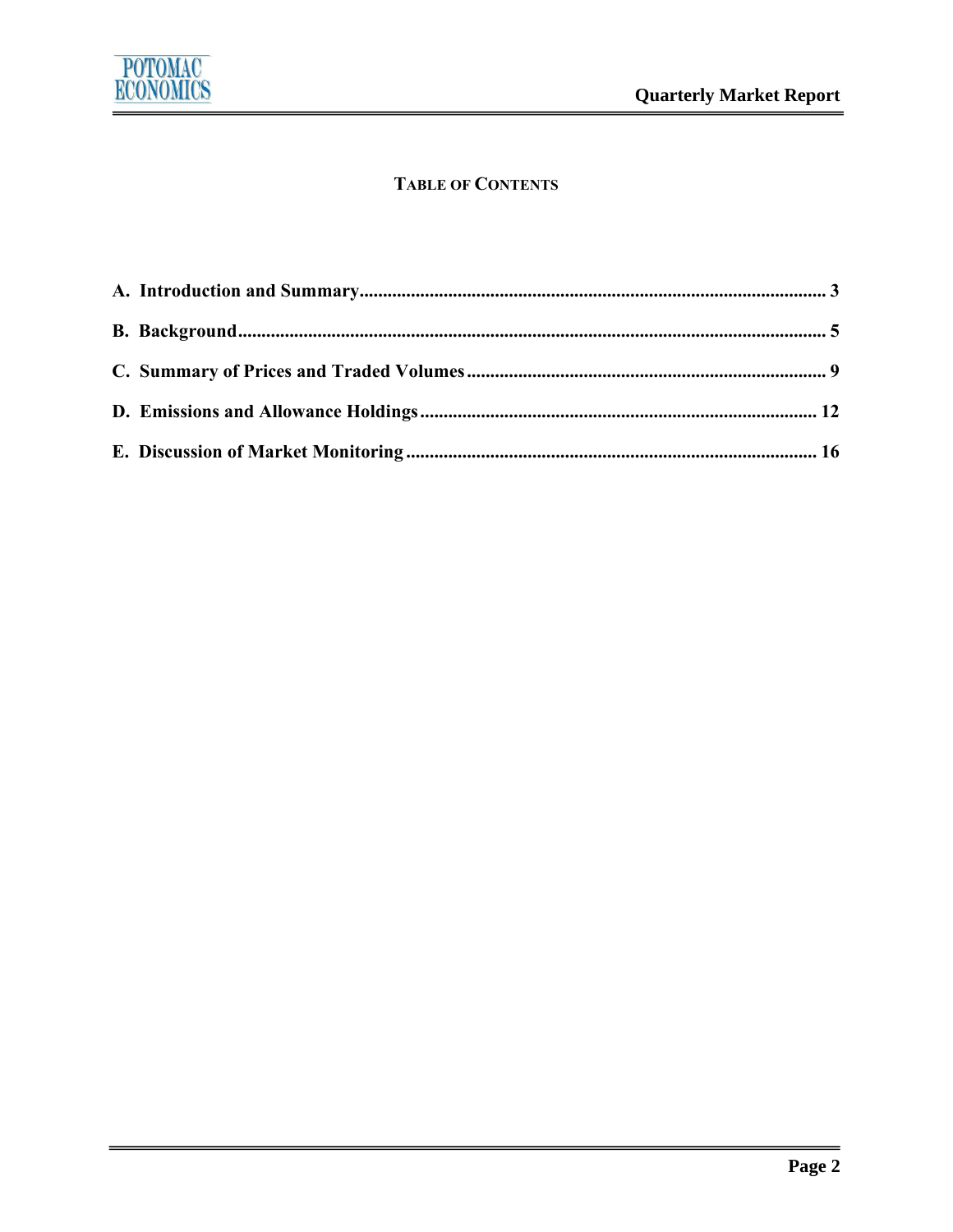## TABLE OF CONTENTS

**A. Introduction and Summary ..... 3**

**B. Background ..... 5**

**C. Summary of Prices and Traded Volumes ..... 9**

**D. Emissions and Allowance Holdings ..... 12**

**E. Discussion of Market Monitoring ..... 16**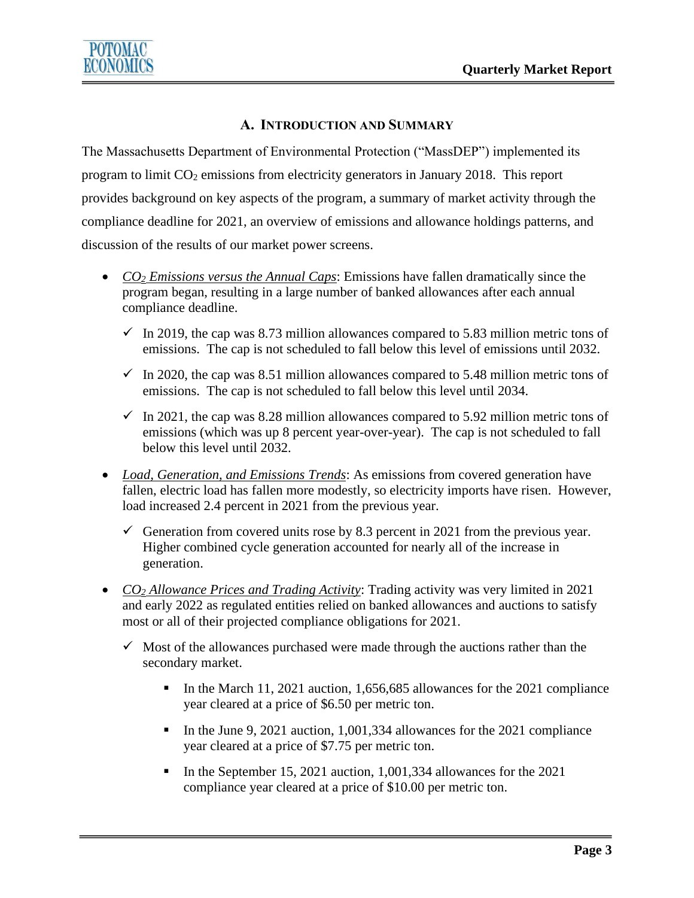## A. INTRODUCTION AND SUMMARY

The Massachusetts Department of Environmental Protection ("MassDEP") implemented its program to limit $CO_2$ emissions from electricity generators in January 2018. This report provides background on key aspects of the program, a summary of market activity through the compliance deadline for 2021, an overview of emissions and allowance holdings patterns, and discussion of the results of our market power screens.

- *$CO_2$ Emissions versus the Annual Caps*: Emissions have fallen dramatically since the program began, resulting in a large number of banked allowances after each annual compliance deadline.
  - ✓ In 2019, the cap was 8.73 million allowances compared to 5.83 million metric tons of emissions. The cap is not scheduled to fall below this level of emissions until 2032.
  - ✓ In 2020, the cap was 8.51 million allowances compared to 5.48 million metric tons of emissions. The cap is not scheduled to fall below this level until 2034.
  - ✓ In 2021, the cap was 8.28 million allowances compared to 5.92 million metric tons of emissions (which was up 8 percent year-over-year). The cap is not scheduled to fall below this level until 2032.
- *Load, Generation, and Emissions Trends*: As emissions from covered generation have fallen, electric load has fallen more modestly, so electricity imports have risen. However, load increased 2.4 percent in 2021 from the previous year.
  - ✓ Generation from covered units rose by 8.3 percent in 2021 from the previous year. Higher combined cycle generation accounted for nearly all of the increase in generation.
- *$CO_2$ Allowance Prices and Trading Activity*: Trading activity was very limited in 2021 and early 2022 as regulated entities relied on banked allowances and auctions to satisfy most or all of their projected compliance obligations for 2021.
  - ✓ Most of the allowances purchased were made through the auctions rather than the secondary market.
    - In the March 11, 2021 auction, 1,656,685 allowances for the 2021 compliance year cleared at a price of \$6.50 per metric ton.
    - In the June 9, 2021 auction, 1,001,334 allowances for the 2021 compliance year cleared at a price of \$7.75 per metric ton.
    - In the September 15, 2021 auction, 1,001,334 allowances for the 2021 compliance year cleared at a price of \$10.00 per metric ton.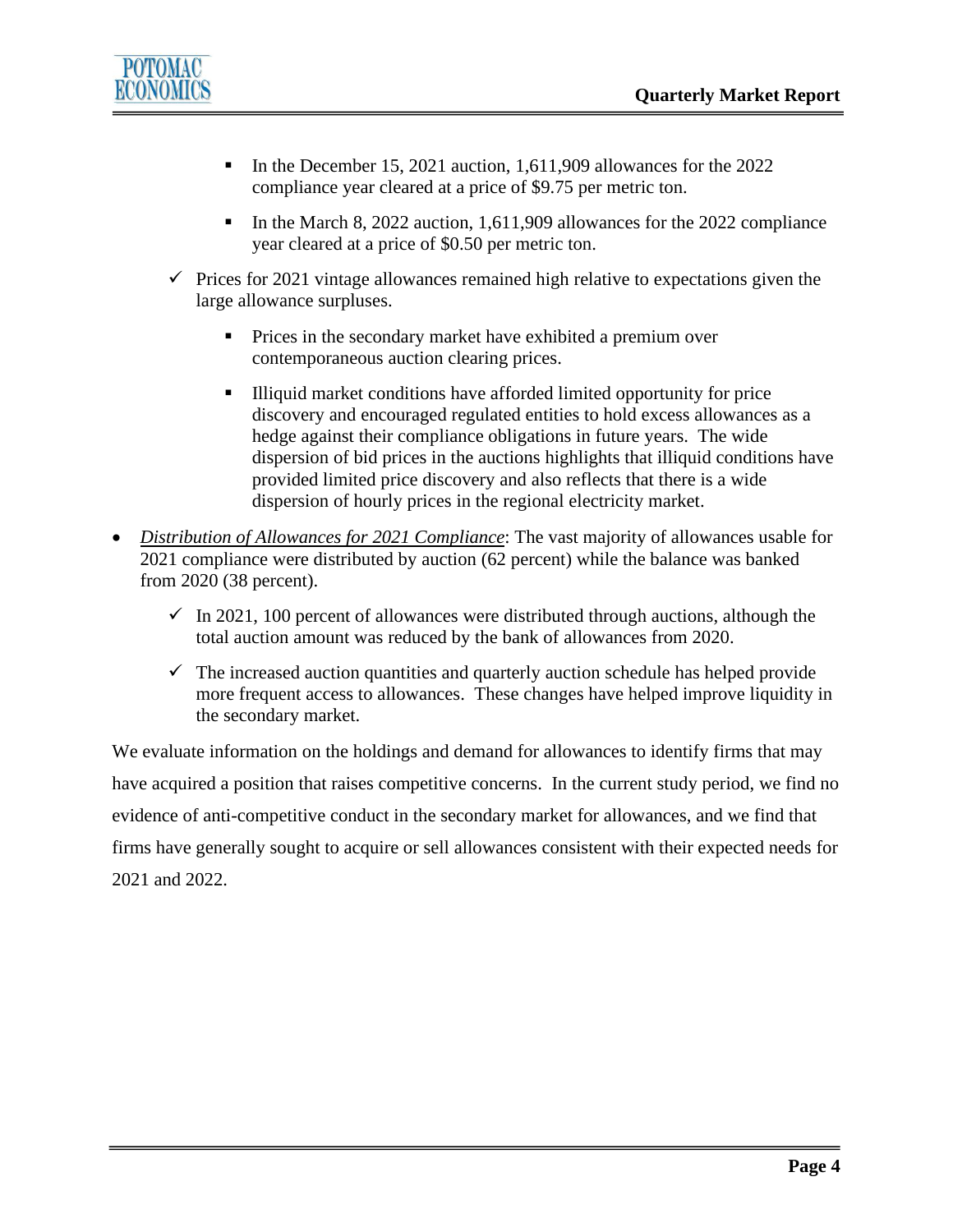- In the December 15, 2021 auction, 1,611,909 allowances for the 2022 compliance year cleared at a price of $9.75 per metric ton.
    - In the March 8, 2022 auction, 1,611,909 allowances for the 2022 compliance year cleared at a price of $0.50 per metric ton.
  - ✓ Prices for 2021 vintage allowances remained high relative to expectations given the large allowance surpluses.
    - Prices in the secondary market have exhibited a premium over contemporaneous auction clearing prices.
    - Illiquid market conditions have afforded limited opportunity for price discovery and encouraged regulated entities to hold excess allowances as a hedge against their compliance obligations in future years. The wide dispersion of bid prices in the auctions highlights that illiquid conditions have provided limited price discovery and also reflects that there is a wide dispersion of hourly prices in the regional electricity market.

- *Distribution of Allowances for 2021 Compliance*: The vast majority of allowances usable for 2021 compliance were distributed by auction (62 percent) while the balance was banked from 2020 (38 percent).
  - ✓ In 2021, 100 percent of allowances were distributed through auctions, although the total auction amount was reduced by the bank of allowances from 2020.
  - ✓ The increased auction quantities and quarterly auction schedule has helped provide more frequent access to allowances. These changes have helped improve liquidity in the secondary market.

We evaluate information on the holdings and demand for allowances to identify firms that may have acquired a position that raises competitive concerns. In the current study period, we find no evidence of anti-competitive conduct in the secondary market for allowances, and we find that firms have generally sought to acquire or sell allowances consistent with their expected needs for 2021 and 2022.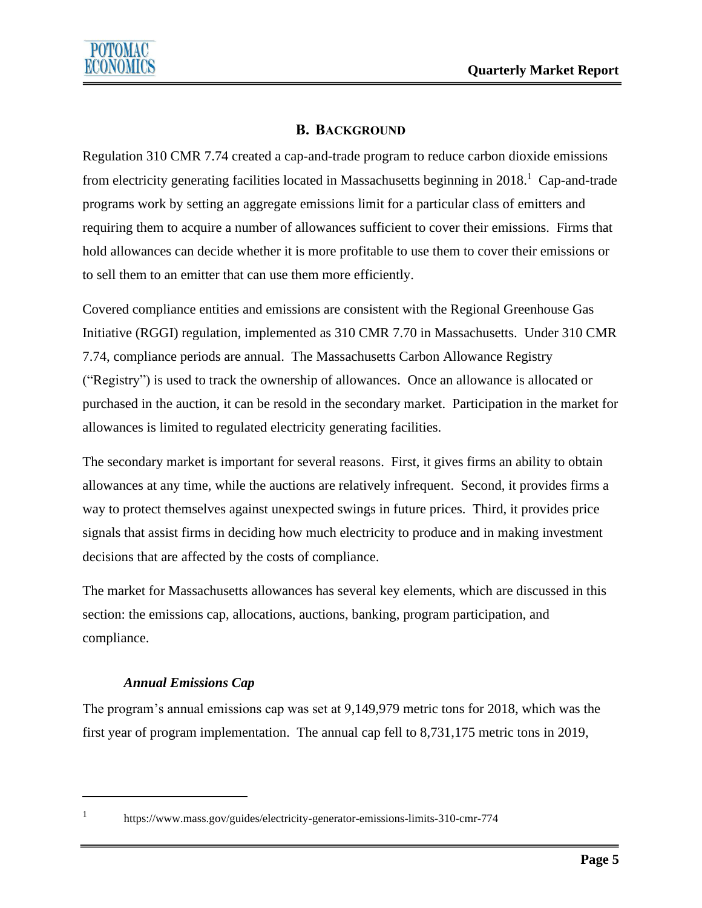## B. Background

Regulation 310 CMR 7.74 created a cap-and-trade program to reduce carbon dioxide emissions from electricity generating facilities located in Massachusetts beginning in 2018.[1] Cap-and-trade programs work by setting an aggregate emissions limit for a particular class of emitters and requiring them to acquire a number of allowances sufficient to cover their emissions. Firms that hold allowances can decide whether it is more profitable to use them to cover their emissions or to sell them to an emitter that can use them more efficiently.

Covered compliance entities and emissions are consistent with the Regional Greenhouse Gas Initiative (RGGI) regulation, implemented as 310 CMR 7.70 in Massachusetts. Under 310 CMR 7.74, compliance periods are annual. The Massachusetts Carbon Allowance Registry ("Registry") is used to track the ownership of allowances. Once an allowance is allocated or purchased in the auction, it can be resold in the secondary market. Participation in the market for allowances is limited to regulated electricity generating facilities.

The secondary market is important for several reasons. First, it gives firms an ability to obtain allowances at any time, while the auctions are relatively infrequent. Second, it provides firms a way to protect themselves against unexpected swings in future prices. Third, it provides price signals that assist firms in deciding how much electricity to produce and in making investment decisions that are affected by the costs of compliance.

The market for Massachusetts allowances has several key elements, which are discussed in this section: the emissions cap, allocations, auctions, banking, program participation, and compliance.

### *Annual Emissions Cap*

The program's annual emissions cap was set at 9,149,979 metric tons for 2018, which was the first year of program implementation. The annual cap fell to 8,731,175 metric tons in 2019,

---

[1] https://www.mass.gov/guides/electricity-generator-emissions-limits-310-cmr-774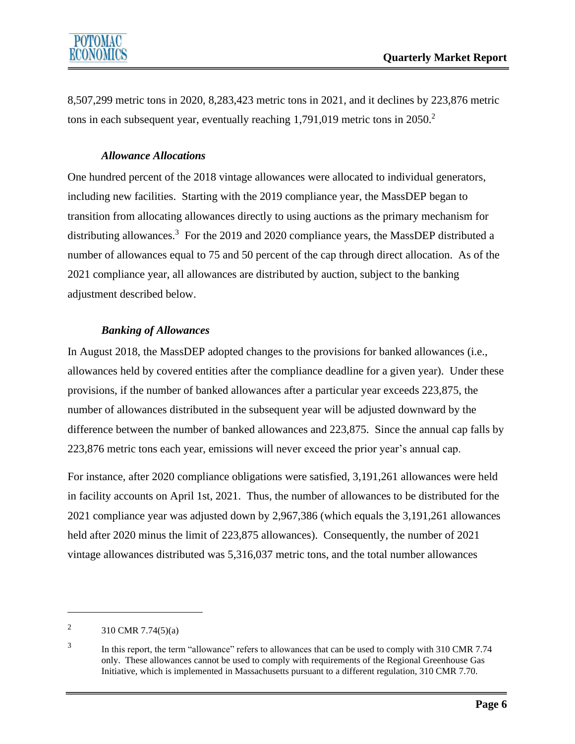8,507,299 metric tons in 2020, 8,283,423 metric tons in 2021, and it declines by 223,876 metric tons in each subsequent year, eventually reaching 1,791,019 metric tons in 2050.[2]

### *Allowance Allocations*

One hundred percent of the 2018 vintage allowances were allocated to individual generators, including new facilities. Starting with the 2019 compliance year, the MassDEP began to transition from allocating allowances directly to using auctions as the primary mechanism for distributing allowances.[3] For the 2019 and 2020 compliance years, the MassDEP distributed a number of allowances equal to 75 and 50 percent of the cap through direct allocation. As of the 2021 compliance year, all allowances are distributed by auction, subject to the banking adjustment described below.

### *Banking of Allowances*

In August 2018, the MassDEP adopted changes to the provisions for banked allowances (i.e., allowances held by covered entities after the compliance deadline for a given year). Under these provisions, if the number of banked allowances after a particular year exceeds 223,875, the number of allowances distributed in the subsequent year will be adjusted downward by the difference between the number of banked allowances and 223,875. Since the annual cap falls by 223,876 metric tons each year, emissions will never exceed the prior year's annual cap.

For instance, after 2020 compliance obligations were satisfied, 3,191,261 allowances were held in facility accounts on April 1st, 2021. Thus, the number of allowances to be distributed for the 2021 compliance year was adjusted down by 2,967,386 (which equals the 3,191,261 allowances held after 2020 minus the limit of 223,875 allowances). Consequently, the number of 2021 vintage allowances distributed was 5,316,037 metric tons, and the total number allowances

---

[2] 310 CMR 7.74(5)(a)

[3] In this report, the term "allowance" refers to allowances that can be used to comply with 310 CMR 7.74 only. These allowances cannot be used to comply with requirements of the Regional Greenhouse Gas Initiative, which is implemented in Massachusetts pursuant to a different regulation, 310 CMR 7.70.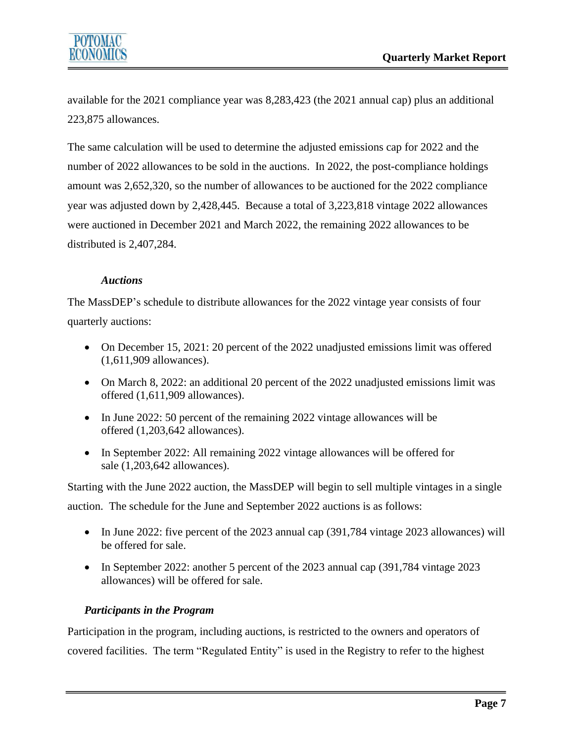available for the 2021 compliance year was 8,283,423 (the 2021 annual cap) plus an additional 223,875 allowances.

The same calculation will be used to determine the adjusted emissions cap for 2022 and the number of 2022 allowances to be sold in the auctions. In 2022, the post-compliance holdings amount was 2,652,320, so the number of allowances to be auctioned for the 2022 compliance year was adjusted down by 2,428,445. Because a total of 3,223,818 vintage 2022 allowances were auctioned in December 2021 and March 2022, the remaining 2022 allowances to be distributed is 2,407,284.

### *Auctions*

The MassDEP's schedule to distribute allowances for the 2022 vintage year consists of four quarterly auctions:

- On December 15, 2021: 20 percent of the 2022 unadjusted emissions limit was offered (1,611,909 allowances).
- On March 8, 2022: an additional 20 percent of the 2022 unadjusted emissions limit was offered (1,611,909 allowances).
- In June 2022: 50 percent of the remaining 2022 vintage allowances will be offered (1,203,642 allowances).
- In September 2022: All remaining 2022 vintage allowances will be offered for sale (1,203,642 allowances).

Starting with the June 2022 auction, the MassDEP will begin to sell multiple vintages in a single auction. The schedule for the June and September 2022 auctions is as follows:

- In June 2022: five percent of the 2023 annual cap (391,784 vintage 2023 allowances) will be offered for sale.
- In September 2022: another 5 percent of the 2023 annual cap (391,784 vintage 2023 allowances) will be offered for sale.

### *Participants in the Program*

Participation in the program, including auctions, is restricted to the owners and operators of covered facilities. The term "Regulated Entity" is used in the Registry to refer to the highest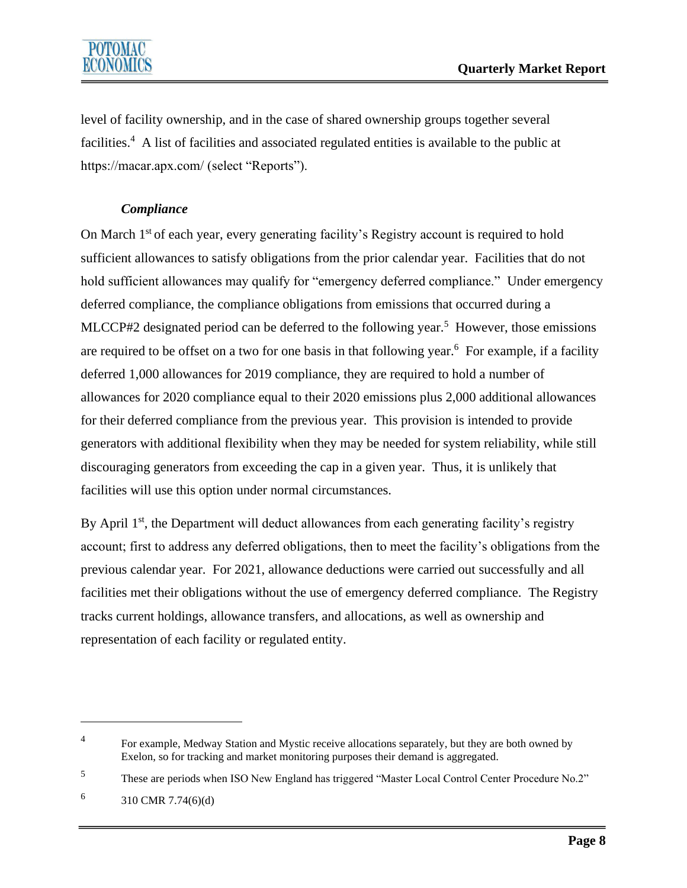level of facility ownership, and in the case of shared ownership groups together several facilities.[4] A list of facilities and associated regulated entities is available to the public at https://macar.apx.com/ (select "Reports").

### *Compliance*

On March 1st of each year, every generating facility's Registry account is required to hold sufficient allowances to satisfy obligations from the prior calendar year. Facilities that do not hold sufficient allowances may qualify for "emergency deferred compliance." Under emergency deferred compliance, the compliance obligations from emissions that occurred during a MLCCP#2 designated period can be deferred to the following year.[5] However, those emissions are required to be offset on a two for one basis in that following year.[6] For example, if a facility deferred 1,000 allowances for 2019 compliance, they are required to hold a number of allowances for 2020 compliance equal to their 2020 emissions plus 2,000 additional allowances for their deferred compliance from the previous year. This provision is intended to provide generators with additional flexibility when they may be needed for system reliability, while still discouraging generators from exceeding the cap in a given year. Thus, it is unlikely that facilities will use this option under normal circumstances.

By April 1st, the Department will deduct allowances from each generating facility's registry account; first to address any deferred obligations, then to meet the facility's obligations from the previous calendar year. For 2021, allowance deductions were carried out successfully and all facilities met their obligations without the use of emergency deferred compliance. The Registry tracks current holdings, allowance transfers, and allocations, as well as ownership and representation of each facility or regulated entity.

---

[4] For example, Medway Station and Mystic receive allocations separately, but they are both owned by Exelon, so for tracking and market monitoring purposes their demand is aggregated.

[5] These are periods when ISO New England has triggered "Master Local Control Center Procedure No.2"

[6] 310 CMR 7.74(6)(d)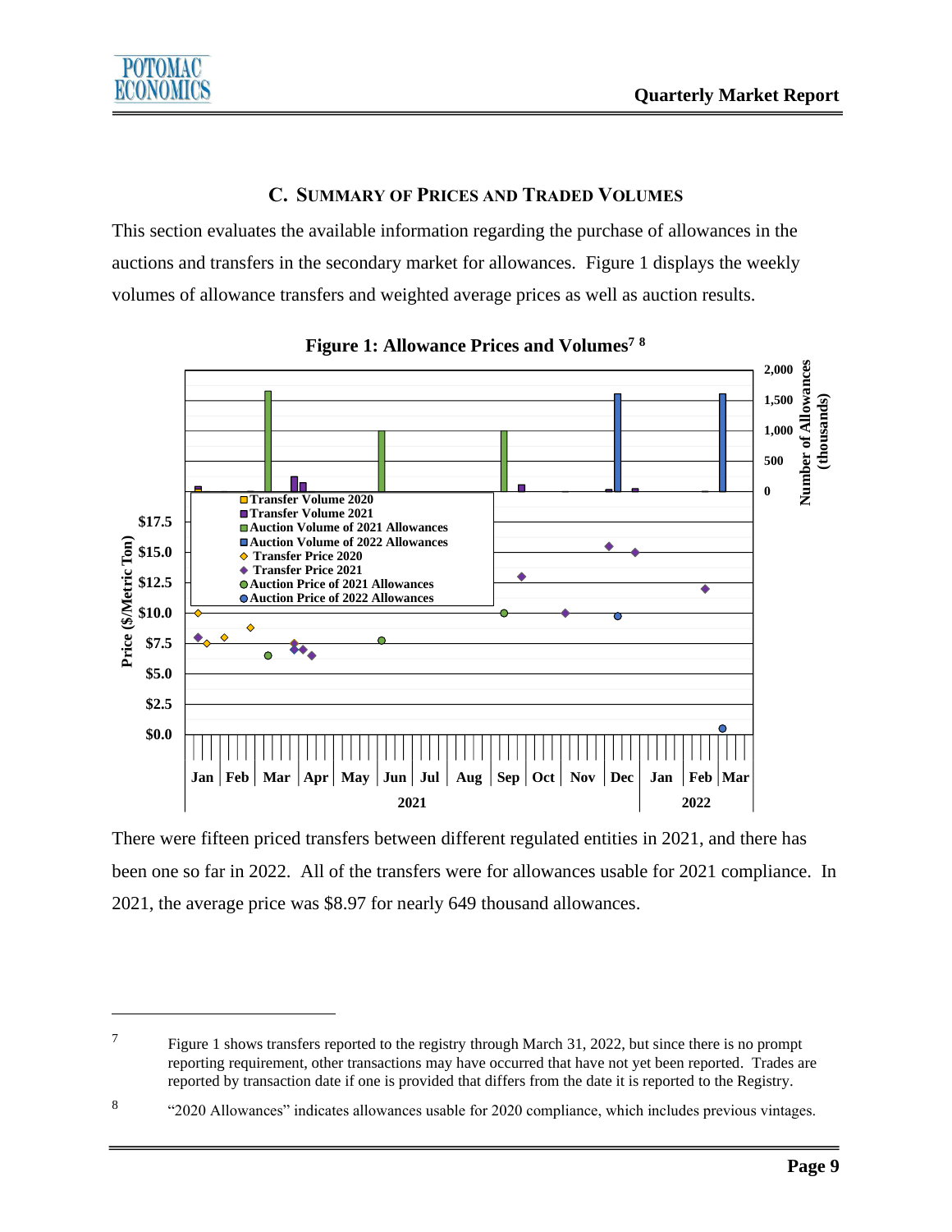### C. SUMMARY OF PRICES AND TRADED VOLUMES

This section evaluates the available information regarding the purchase of allowances in the auctions and transfers in the secondary market for allowances. Figure 1 displays the weekly volumes of allowance transfers and weighted average prices as well as auction results.

**Figure 1: Allowance Prices and Volumes[7] [8]**

There were fifteen priced transfers between different regulated entities in 2021, and there has been one so far in 2022. All of the transfers were for allowances usable for 2021 compliance. In 2021, the average price was $8.97 for nearly 649 thousand allowances.

---

[7] Figure 1 shows transfers reported to the registry through March 31, 2022, but since there is no prompt reporting requirement, other transactions may have occurred that have not yet been reported. Trades are reported by transaction date if one is provided that differs from the date it is reported to the Registry.

[8] "2020 Allowances" indicates allowances usable for 2020 compliance, which includes previous vintages.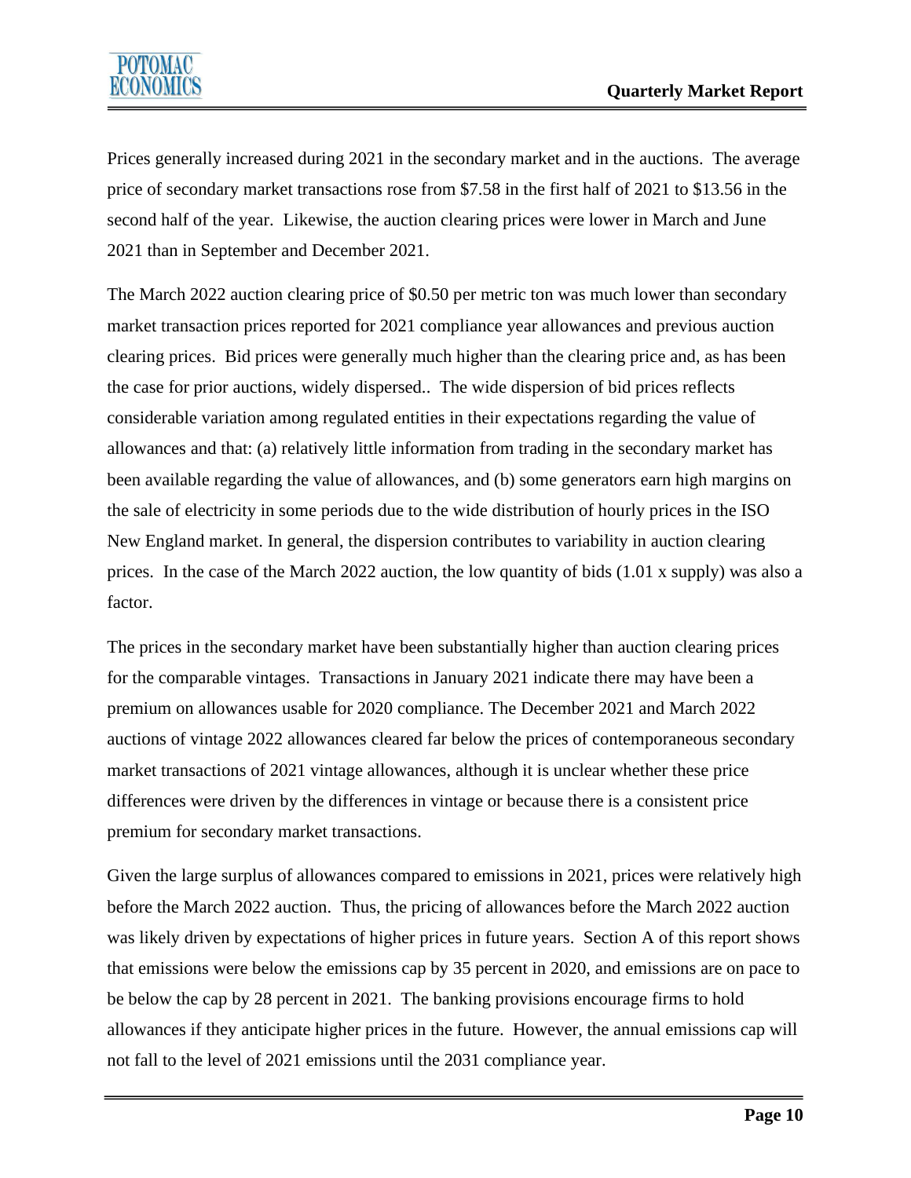Prices generally increased during 2021 in the secondary market and in the auctions. The average price of secondary market transactions rose from $7.58 in the first half of 2021 to $13.56 in the second half of the year. Likewise, the auction clearing prices were lower in March and June 2021 than in September and December 2021.

The March 2022 auction clearing price of $0.50 per metric ton was much lower than secondary market transaction prices reported for 2021 compliance year allowances and previous auction clearing prices. Bid prices were generally much higher than the clearing price and, as has been the case for prior auctions, widely dispersed.. The wide dispersion of bid prices reflects considerable variation among regulated entities in their expectations regarding the value of allowances and that: (a) relatively little information from trading in the secondary market has been available regarding the value of allowances, and (b) some generators earn high margins on the sale of electricity in some periods due to the wide distribution of hourly prices in the ISO New England market. In general, the dispersion contributes to variability in auction clearing prices. In the case of the March 2022 auction, the low quantity of bids (1.01 x supply) was also a factor.

The prices in the secondary market have been substantially higher than auction clearing prices for the comparable vintages. Transactions in January 2021 indicate there may have been a premium on allowances usable for 2020 compliance. The December 2021 and March 2022 auctions of vintage 2022 allowances cleared far below the prices of contemporaneous secondary market transactions of 2021 vintage allowances, although it is unclear whether these price differences were driven by the differences in vintage or because there is a consistent price premium for secondary market transactions.

Given the large surplus of allowances compared to emissions in 2021, prices were relatively high before the March 2022 auction. Thus, the pricing of allowances before the March 2022 auction was likely driven by expectations of higher prices in future years. Section A of this report shows that emissions were below the emissions cap by 35 percent in 2020, and emissions are on pace to be below the cap by 28 percent in 2021. The banking provisions encourage firms to hold allowances if they anticipate higher prices in the future. However, the annual emissions cap will not fall to the level of 2021 emissions until the 2031 compliance year.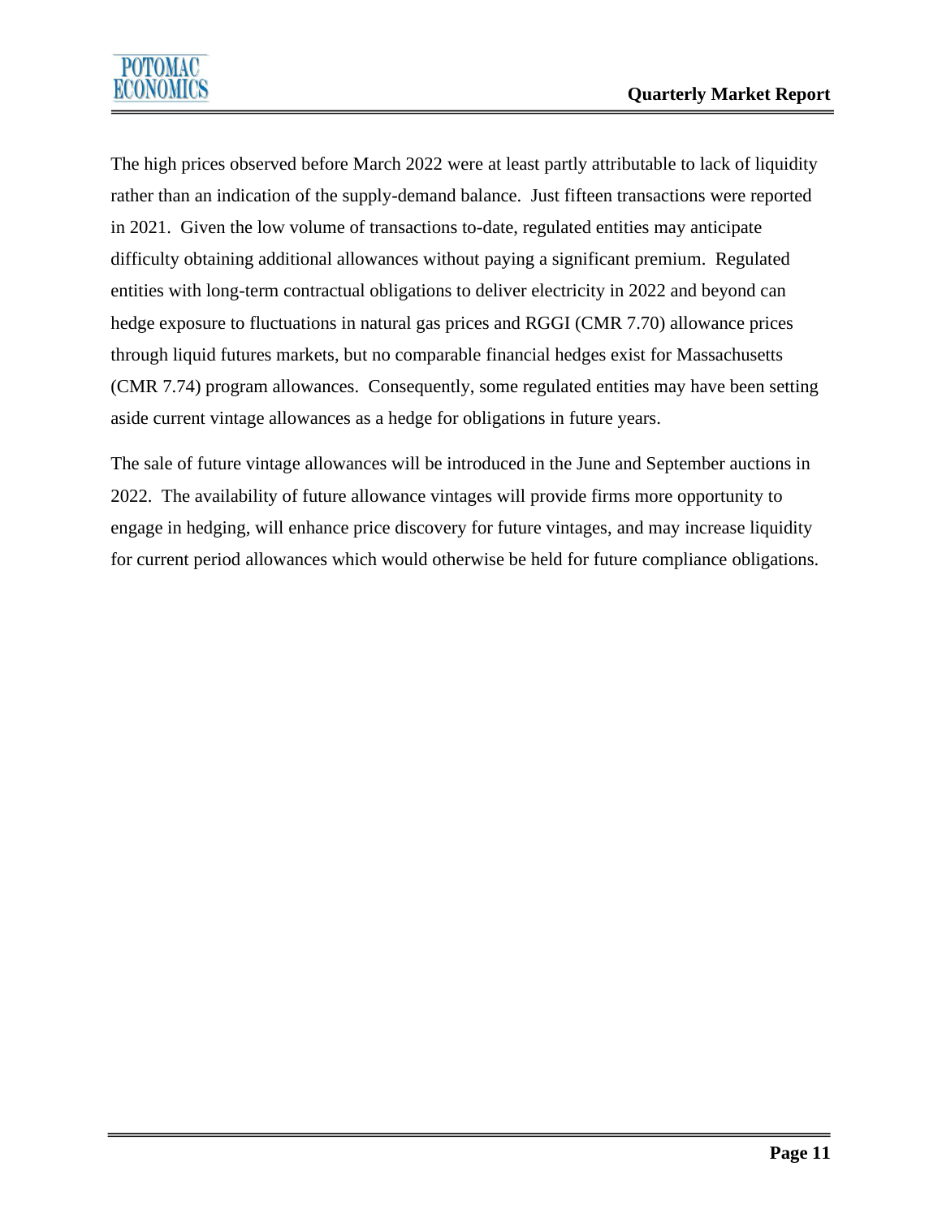The high prices observed before March 2022 were at least partly attributable to lack of liquidity rather than an indication of the supply-demand balance. Just fifteen transactions were reported in 2021. Given the low volume of transactions to-date, regulated entities may anticipate difficulty obtaining additional allowances without paying a significant premium. Regulated entities with long-term contractual obligations to deliver electricity in 2022 and beyond can hedge exposure to fluctuations in natural gas prices and RGGI (CMR 7.70) allowance prices through liquid futures markets, but no comparable financial hedges exist for Massachusetts (CMR 7.74) program allowances. Consequently, some regulated entities may have been setting aside current vintage allowances as a hedge for obligations in future years.

The sale of future vintage allowances will be introduced in the June and September auctions in 2022. The availability of future allowance vintages will provide firms more opportunity to engage in hedging, will enhance price discovery for future vintages, and may increase liquidity for current period allowances which would otherwise be held for future compliance obligations.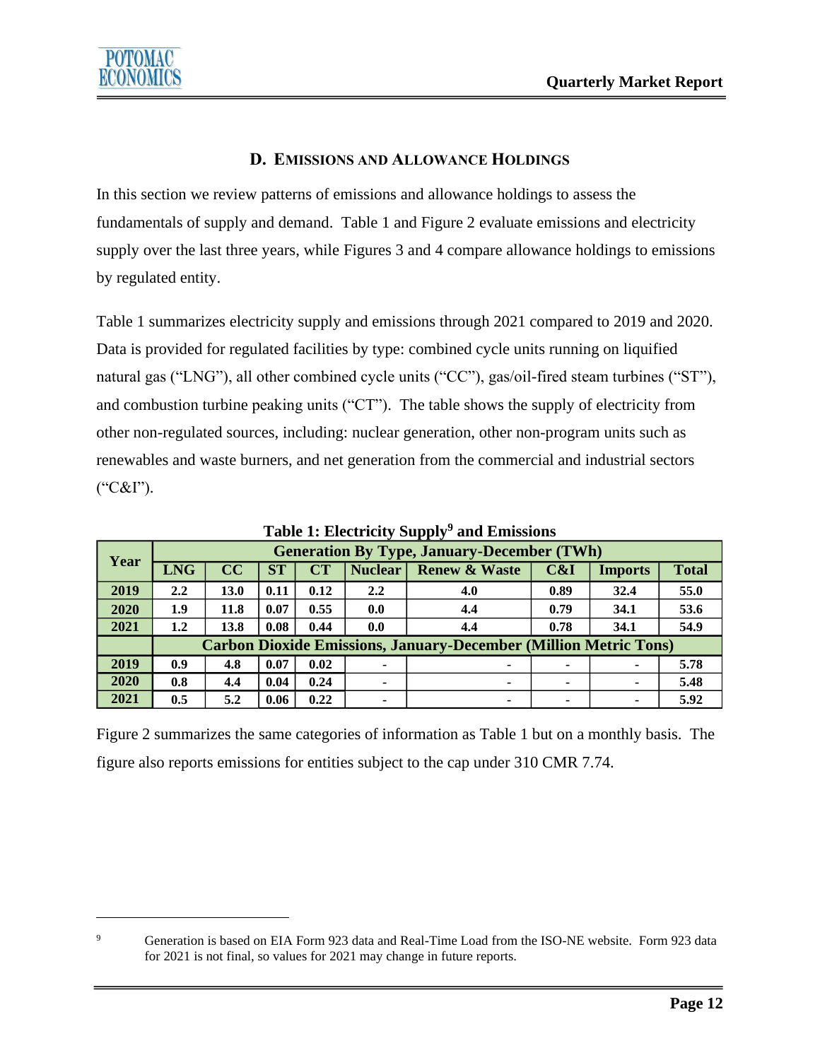## D. Emissions and Allowance Holdings

In this section we review patterns of emissions and allowance holdings to assess the fundamentals of supply and demand. Table 1 and Figure 2 evaluate emissions and electricity supply over the last three years, while Figures 3 and 4 compare allowance holdings to emissions by regulated entity.

Table 1 summarizes electricity supply and emissions through 2021 compared to 2019 and 2020. Data is provided for regulated facilities by type: combined cycle units running on liquified natural gas ("LNG"), all other combined cycle units ("CC"), gas/oil-fired steam turbines ("ST"), and combustion turbine peaking units ("CT"). The table shows the supply of electricity from other non-regulated sources, including: nuclear generation, other non-program units such as renewables and waste burners, and net generation from the commercial and industrial sectors ("C&I").

**Table 1: Electricity Supply[9] and Emissions**

| Year | Generation By Type, January-December (TWh) | | | | | | | | |
|---|---|---|---|---|---|---|---|---|---|
| | **LNG** | **CC** | **ST** | **CT** | **Nuclear** | **Renew & Waste** | **C&I** | **Imports** | **Total** |
| **2019** | 2.2 | 13.0 | 0.11 | 0.12 | 2.2 | 4.0 | 0.89 | 32.4 | 55.0 |
| **2020** | 1.9 | 11.8 | 0.07 | 0.55 | 0.0 | 4.4 | 0.79 | 34.1 | 53.6 |
| **2021** | 1.2 | 13.8 | 0.08 | 0.44 | 0.0 | 4.4 | 0.78 | 34.1 | 54.9 |
| | **Carbon Dioxide Emissions, January-December (Million Metric Tons)** | | | | | | | | |
| **2019** | 0.9 | 4.8 | 0.07 | 0.02 | - | - | - | - | 5.78 |
| **2020** | 0.8 | 4.4 | 0.04 | 0.24 | - | - | - | - | 5.48 |
| **2021** | 0.5 | 5.2 | 0.06 | 0.22 | - | - | - | - | 5.92 |

Figure 2 summarizes the same categories of information as Table 1 but on a monthly basis. The figure also reports emissions for entities subject to the cap under 310 CMR 7.74.

[9] Generation is based on EIA Form 923 data and Real-Time Load from the ISO-NE website. Form 923 data for 2021 is not final, so values for 2021 may change in future reports.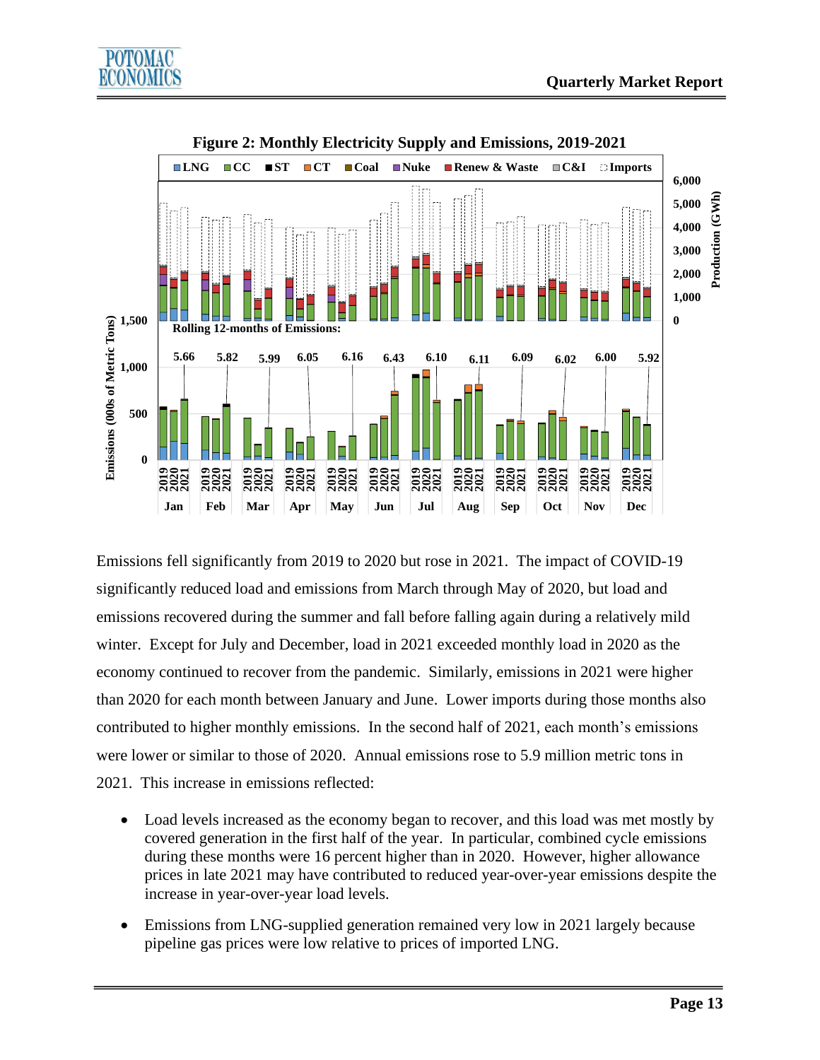**Figure 2: Monthly Electricity Supply and Emissions, 2019-2021**

Emissions fell significantly from 2019 to 2020 but rose in 2021. The impact of COVID-19 significantly reduced load and emissions from March through May of 2020, but load and emissions recovered during the summer and fall before falling again during a relatively mild winter. Except for July and December, load in 2021 exceeded monthly load in 2020 as the economy continued to recover from the pandemic. Similarly, emissions in 2021 were higher than 2020 for each month between January and June. Lower imports during those months also contributed to higher monthly emissions. In the second half of 2021, each month's emissions were lower or similar to those of 2020. Annual emissions rose to 5.9 million metric tons in 2021. This increase in emissions reflected:

- Load levels increased as the economy began to recover, and this load was met mostly by covered generation in the first half of the year. In particular, combined cycle emissions during these months were 16 percent higher than in 2020. However, higher allowance prices in late 2021 may have contributed to reduced year-over-year emissions despite the increase in year-over-year load levels.
- Emissions from LNG-supplied generation remained very low in 2021 largely because pipeline gas prices were low relative to prices of imported LNG.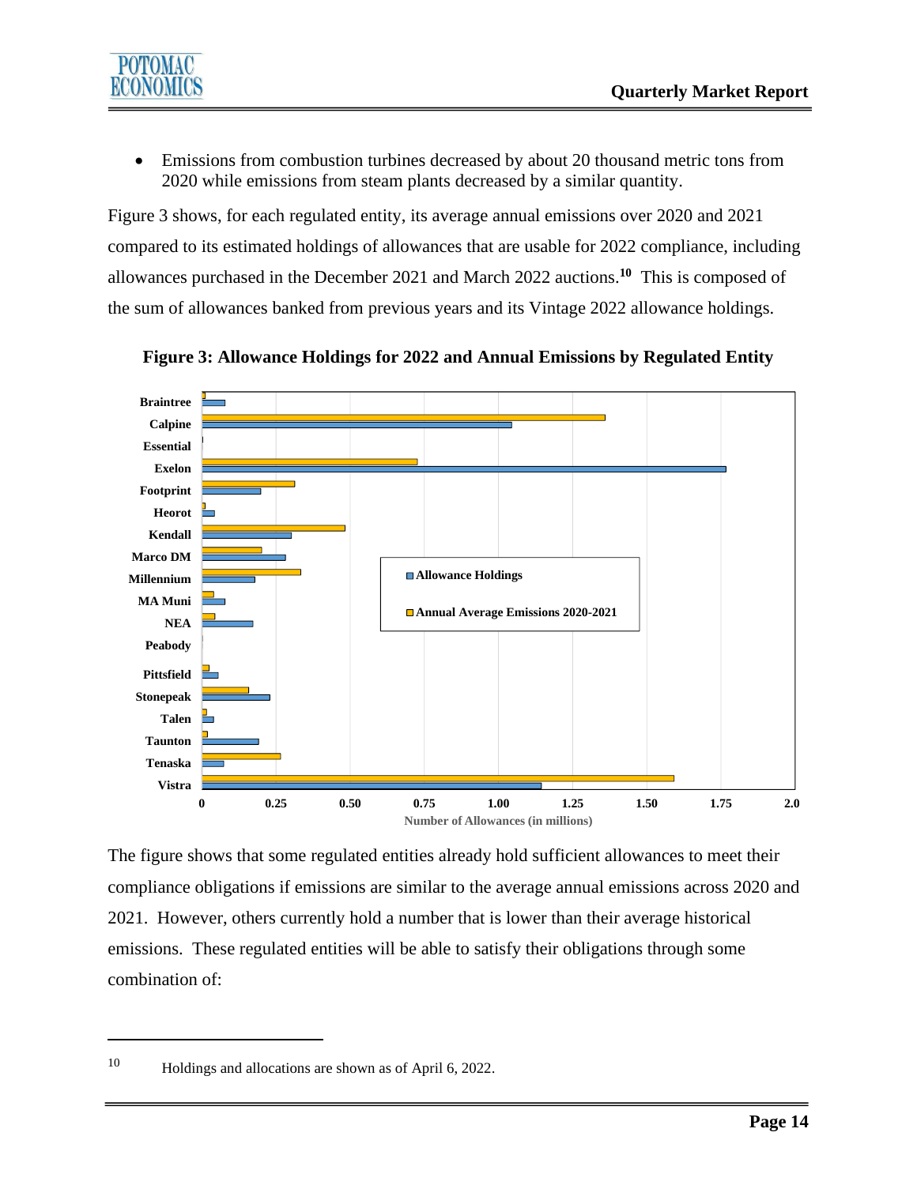- Emissions from combustion turbines decreased by about 20 thousand metric tons from 2020 while emissions from steam plants decreased by a similar quantity.

Figure 3 shows, for each regulated entity, its average annual emissions over 2020 and 2021 compared to its estimated holdings of allowances that are usable for 2022 compliance, including allowances purchased in the December 2021 and March 2022 auctions.[10] This is composed of the sum of allowances banked from previous years and its Vintage 2022 allowance holdings.

**Figure 3: Allowance Holdings for 2022 and Annual Emissions by Regulated Entity**

The figure shows that some regulated entities already hold sufficient allowances to meet their compliance obligations if emissions are similar to the average annual emissions across 2020 and 2021. However, others currently hold a number that is lower than their average historical emissions. These regulated entities will be able to satisfy their obligations through some combination of:

---

10 Holdings and allocations are shown as of April 6, 2022.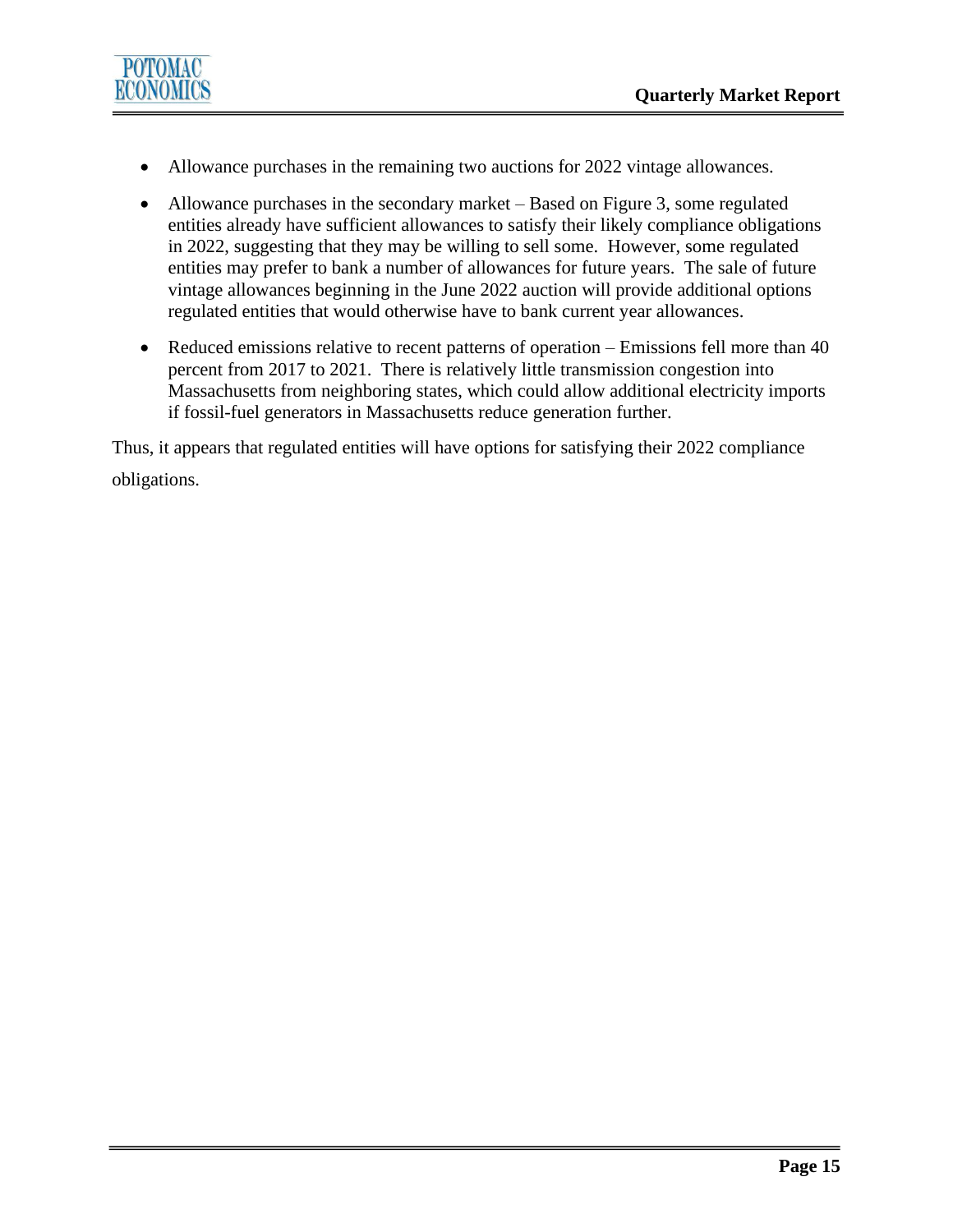- Allowance purchases in the remaining two auctions for 2022 vintage allowances.
- Allowance purchases in the secondary market – Based on Figure 3, some regulated entities already have sufficient allowances to satisfy their likely compliance obligations in 2022, suggesting that they may be willing to sell some. However, some regulated entities may prefer to bank a number of allowances for future years. The sale of future vintage allowances beginning in the June 2022 auction will provide additional options regulated entities that would otherwise have to bank current year allowances.
- Reduced emissions relative to recent patterns of operation – Emissions fell more than 40 percent from 2017 to 2021. There is relatively little transmission congestion into Massachusetts from neighboring states, which could allow additional electricity imports if fossil-fuel generators in Massachusetts reduce generation further.

Thus, it appears that regulated entities will have options for satisfying their 2022 compliance obligations.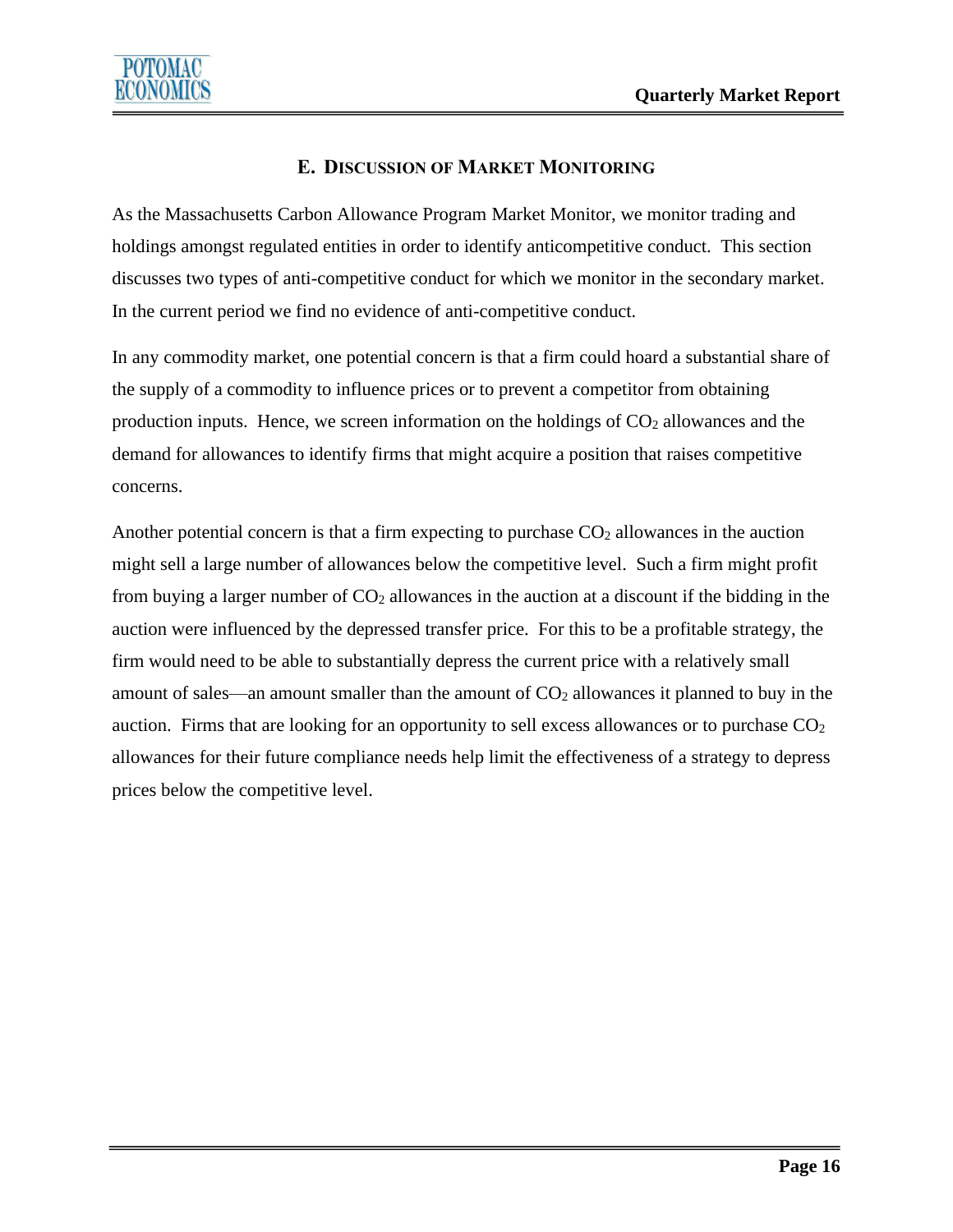## E. Discussion of Market Monitoring

As the Massachusetts Carbon Allowance Program Market Monitor, we monitor trading and holdings amongst regulated entities in order to identify anticompetitive conduct. This section discusses two types of anti-competitive conduct for which we monitor in the secondary market. In the current period we find no evidence of anti-competitive conduct.

In any commodity market, one potential concern is that a firm could hoard a substantial share of the supply of a commodity to influence prices or to prevent a competitor from obtaining production inputs. Hence, we screen information on the holdings of $CO_2$ allowances and the demand for allowances to identify firms that might acquire a position that raises competitive concerns.

Another potential concern is that a firm expecting to purchase $CO_2$ allowances in the auction might sell a large number of allowances below the competitive level. Such a firm might profit from buying a larger number of $CO_2$ allowances in the auction at a discount if the bidding in the auction were influenced by the depressed transfer price. For this to be a profitable strategy, the firm would need to be able to substantially depress the current price with a relatively small amount of sales—an amount smaller than the amount of $CO_2$ allowances it planned to buy in the auction. Firms that are looking for an opportunity to sell excess allowances or to purchase $CO_2$ allowances for their future compliance needs help limit the effectiveness of a strategy to depress prices below the competitive level.